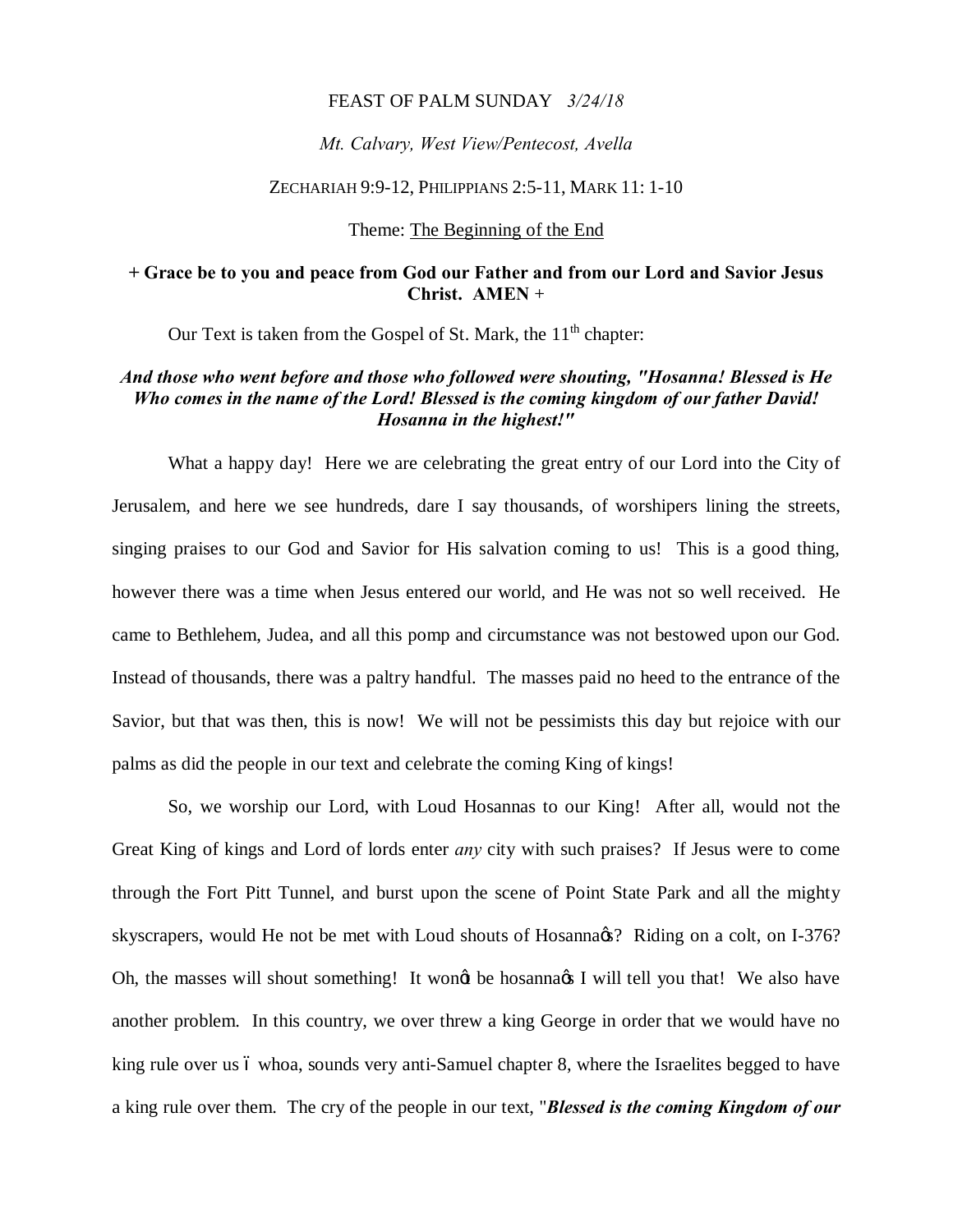FEAST OF PALM SUNDAY *3/24/18*

*Mt. Calvary, West View/Pentecost, Avella*

ZECHARIAH 9:9-12, PHILIPPIANS 2:5-11, MARK 11: 1-10

Theme: The Beginning of the End

**+ Grace be to you and peace from God our Father and from our Lord and Savior Jesus Christ. AMEN +**

Our Text is taken from the Gospel of St. Mark, the 11th chapter:

***And those who went before and those who followed were shouting, "Hosanna! Blessed is He Who comes in the name of the Lord! Blessed is the coming kingdom of our father David! Hosanna in the highest!"***

What a happy day! Here we are celebrating the great entry of our Lord into the City of Jerusalem, and here we see hundreds, dare I say thousands, of worshipers lining the streets, singing praises to our God and Savior for His salvation coming to us! This is a good thing, however there was a time when Jesus entered our world, and He was not so well received. He came to Bethlehem, Judea, and all this pomp and circumstance was not bestowed upon our God. Instead of thousands, there was a paltry handful. The masses paid no heed to the entrance of the Savior, but that was then, this is now! We will not be pessimists this day but rejoice with our palms as did the people in our text and celebrate the coming King of kings!

So, we worship our Lord, with Loud Hosannas to our King! After all, would not the Great King of kings and Lord of lords enter *any* city with such praises? If Jesus were to come through the Fort Pitt Tunnel, and burst upon the scene of Point State Park and all the mighty skyscrapers, would He not be met with Loud shouts of Hosanna's? Riding on a colt, on I-376? Oh, the masses will shout something! It won't be hosanna's I will tell you that! We also have another problem. In this country, we over threw a king George in order that we would have no king rule over us – whoa, sounds very anti-Samuel chapter 8, where the Israelites begged to have a king rule over them. The cry of the people in our text, "***Blessed is the coming Kingdom of our***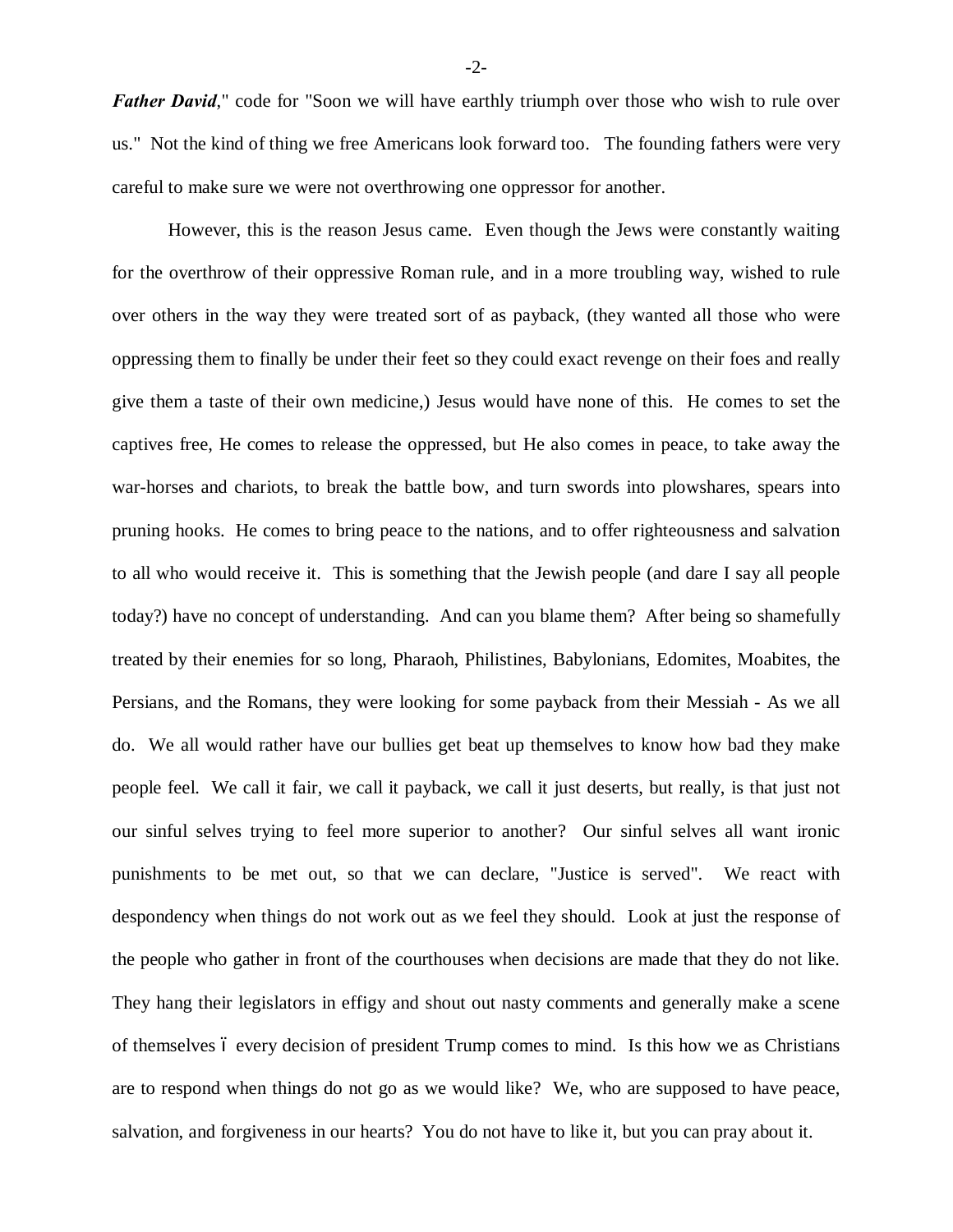*Father David*," code for "Soon we will have earthly triumph over those who wish to rule over us." Not the kind of thing we free Americans look forward too. The founding fathers were very careful to make sure we were not overthrowing one oppressor for another.

However, this is the reason Jesus came. Even though the Jews were constantly waiting for the overthrow of their oppressive Roman rule, and in a more troubling way, wished to rule over others in the way they were treated sort of as payback, (they wanted all those who were oppressing them to finally be under their feet so they could exact revenge on their foes and really give them a taste of their own medicine,) Jesus would have none of this. He comes to set the captives free, He comes to release the oppressed, but He also comes in peace, to take away the war-horses and chariots, to break the battle bow, and turn swords into plowshares, spears into pruning hooks. He comes to bring peace to the nations, and to offer righteousness and salvation to all who would receive it. This is something that the Jewish people (and dare I say all people today?) have no concept of understanding. And can you blame them? After being so shamefully treated by their enemies for so long, Pharaoh, Philistines, Babylonians, Edomites, Moabites, the Persians, and the Romans, they were looking for some payback from their Messiah - As we all do. We all would rather have our bullies get beat up themselves to know how bad they make people feel. We call it fair, we call it payback, we call it just deserts, but really, is that just not our sinful selves trying to feel more superior to another? Our sinful selves all want ironic punishments to be met out, so that we can declare, "Justice is served". We react with despondency when things do not work out as we feel they should. Look at just the response of the people who gather in front of the courthouses when decisions are made that they do not like. They hang their legislators in effigy and shout out nasty comments and generally make a scene of themselves ó every decision of president Trump comes to mind. Is this how we as Christians are to respond when things do not go as we would like? We, who are supposed to have peace, salvation, and forgiveness in our hearts? You do not have to like it, but you can pray about it.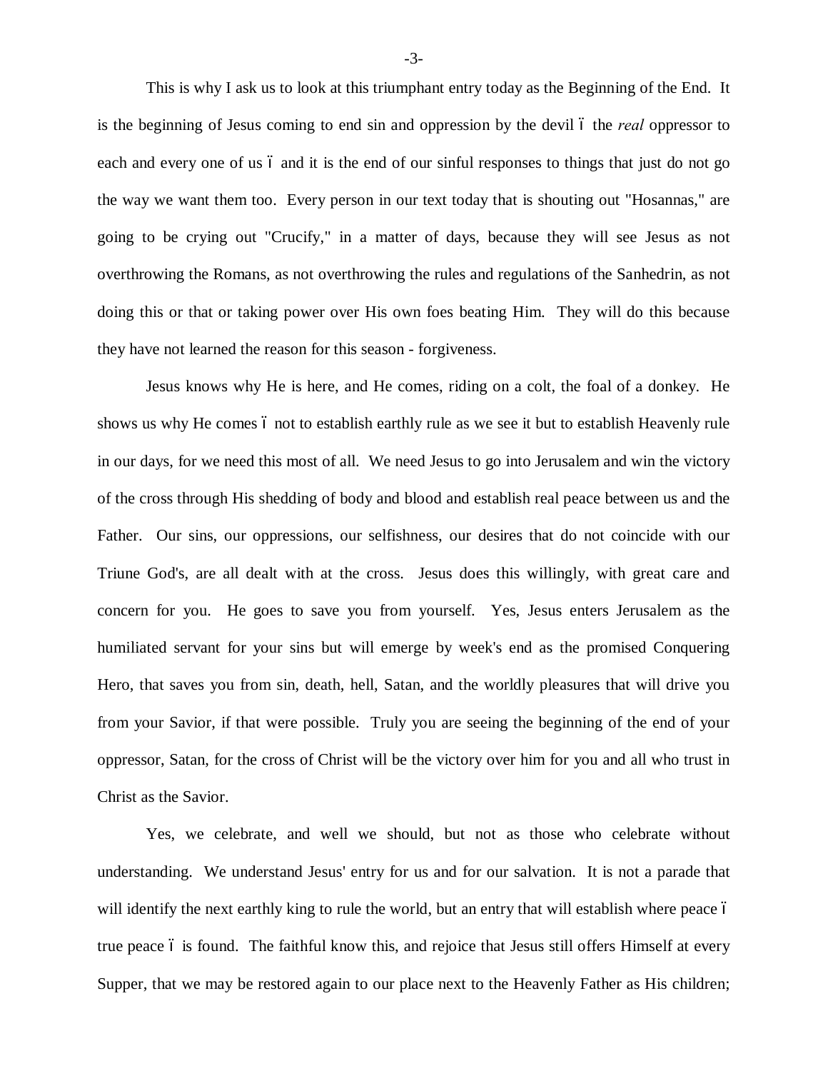This is why I ask us to look at this triumphant entry today as the Beginning of the End. It is the beginning of Jesus coming to end sin and oppression by the devil – the *real* oppressor to each and every one of us – and it is the end of our sinful responses to things that just do not go the way we want them too. Every person in our text today that is shouting out "Hosannas," are going to be crying out "Crucify," in a matter of days, because they will see Jesus as not overthrowing the Romans, as not overthrowing the rules and regulations of the Sanhedrin, as not doing this or that or taking power over His own foes beating Him. They will do this because they have not learned the reason for this season - forgiveness.

Jesus knows why He is here, and He comes, riding on a colt, the foal of a donkey. He shows us why He comes – not to establish earthly rule as we see it but to establish Heavenly rule in our days, for we need this most of all. We need Jesus to go into Jerusalem and win the victory of the cross through His shedding of body and blood and establish real peace between us and the Father. Our sins, our oppressions, our selfishness, our desires that do not coincide with our Triune God's, are all dealt with at the cross. Jesus does this willingly, with great care and concern for you. He goes to save you from yourself. Yes, Jesus enters Jerusalem as the humiliated servant for your sins but will emerge by week's end as the promised Conquering Hero, that saves you from sin, death, hell, Satan, and the worldly pleasures that will drive you from your Savior, if that were possible. Truly you are seeing the beginning of the end of your oppressor, Satan, for the cross of Christ will be the victory over him for you and all who trust in Christ as the Savior.

Yes, we celebrate, and well we should, but not as those who celebrate without understanding. We understand Jesus' entry for us and for our salvation. It is not a parade that will identify the next earthly king to rule the world, but an entry that will establish where peace – true peace – is found. The faithful know this, and rejoice that Jesus still offers Himself at every Supper, that we may be restored again to our place next to the Heavenly Father as His children;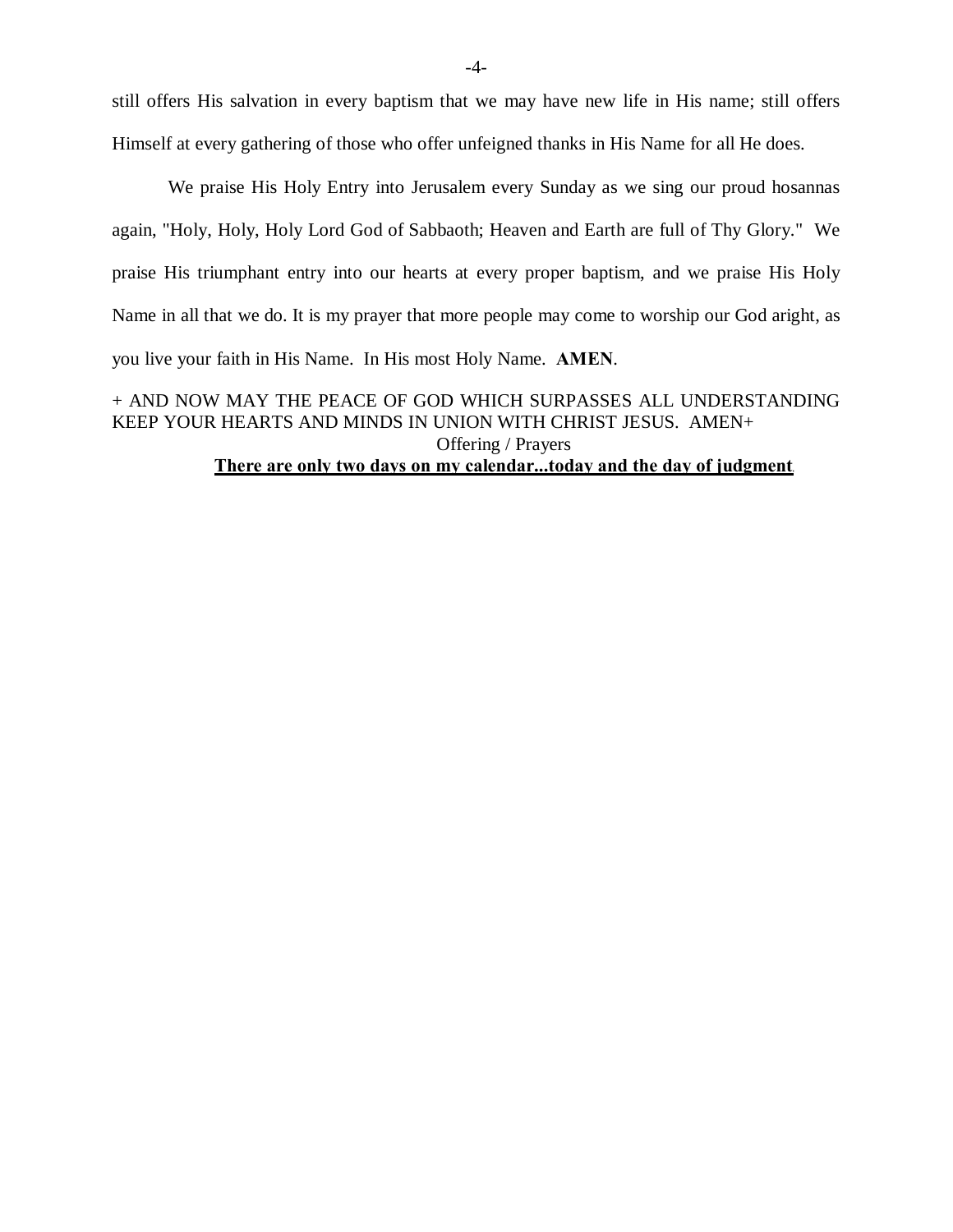still offers His salvation in every baptism that we may have new life in His name; still offers Himself at every gathering of those who offer unfeigned thanks in His Name for all He does.

We praise His Holy Entry into Jerusalem every Sunday as we sing our proud hosannas again, "Holy, Holy, Holy Lord God of Sabbaoth; Heaven and Earth are full of Thy Glory." We praise His triumphant entry into our hearts at every proper baptism, and we praise His Holy Name in all that we do. It is my prayer that more people may come to worship our God aright, as you live your faith in His Name. In His most Holy Name. **AMEN**.

+ AND NOW MAY THE PEACE OF GOD WHICH SURPASSES ALL UNDERSTANDING KEEP YOUR HEARTS AND MINDS IN UNION WITH CHRIST JESUS. AMEN+

Offering / Prayers

**There are only two days on my calendar...today and the day of judgment**.